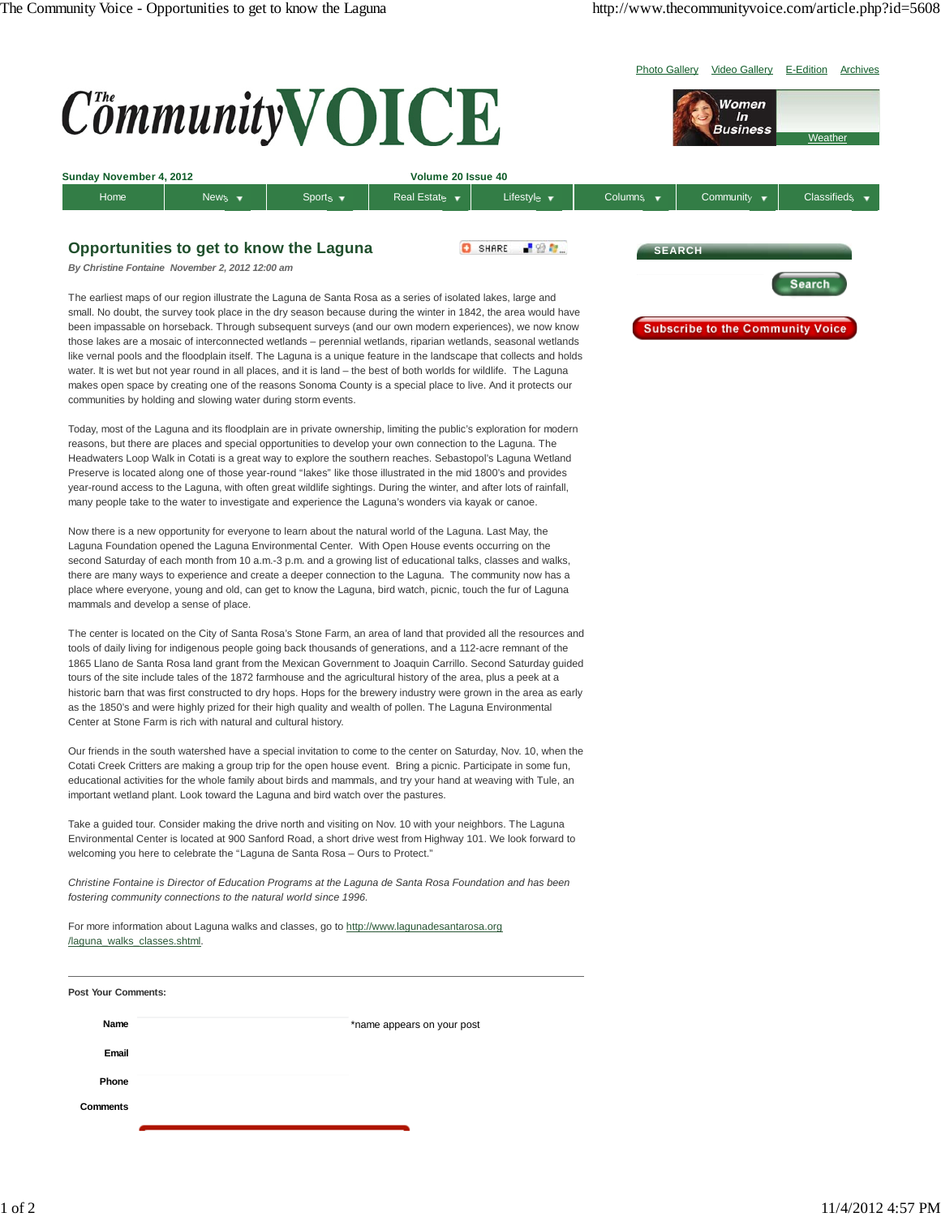# Opportunities to get to know the Laguna

*By Christine Fontaine November 2, 2012 12:00 am*

The earliest maps of our region illustrate the Laguna de Santa Rosa as a series of isolated lakes, large and small. No doubt, the survey took place in the dry season because during the winter in 1842, the area would have been impassable on horseback. Through subsequent surveys (and our own modern experiences), we now know those lakes are a mosaic of interconnected wetlands – perennial wetlands, riparian wetlands, seasonal wetlands like vernal pools and the floodplain itself. The Laguna is a unique feature in the landscape that collects and holds water. It is wet but not year round in all places, and it is land – the best of both worlds for wildlife. The Laguna makes open space by creating one of the reasons Sonoma County is a special place to live. And it protects our communities by holding and slowing water during storm events.

Today, most of the Laguna and its floodplain are in private ownership, limiting the public's exploration for modern reasons, but there are places and special opportunities to develop your own connection to the Laguna. The Headwaters Loop Walk in Cotati is a great way to explore the southern reaches. Sebastopol's Laguna Wetland Preserve is located along one of those year-round "lakes" like those illustrated in the mid 1800's and provides year-round access to the Laguna, with often great wildlife sightings. During the winter, and after lots of rainfall, many people take to the water to investigate and experience the Laguna's wonders via kayak or canoe.

Now there is a new opportunity for everyone to learn about the natural world of the Laguna. Last May, the Laguna Foundation opened the Laguna Environmental Center. With Open House events occurring on the second Saturday of each month from 10 a.m.-3 p.m. and a growing list of educational talks, classes and walks, there are many ways to experience and create a deeper connection to the Laguna. The community now has a place where everyone, young and old, can get to know the Laguna, bird watch, picnic, touch the fur of Laguna mammals and develop a sense of place.

The center is located on the City of Santa Rosa's Stone Farm, an area of land that provided all the resources and tools of daily living for indigenous people going back thousands of generations, and a 112-acre remnant of the 1865 Llano de Santa Rosa land grant from the Mexican Government to Joaquin Carrillo. Second Saturday guided tours of the site include tales of the 1872 farmhouse and the agricultural history of the area, plus a peek at a historic barn that was first constructed to dry hops. Hops for the brewery industry were grown in the area as early as the 1850's and were highly prized for their high quality and wealth of pollen. The Laguna Environmental Center at Stone Farm is rich with natural and cultural history.

Our friends in the south watershed have a special invitation to come to the center on Saturday, Nov. 10, when the Cotati Creek Critters are making a group trip for the open house event. Bring a picnic. Participate in some fun, educational activities for the whole family about birds and mammals, and try your hand at weaving with Tule, an important wetland plant. Look toward the Laguna and bird watch over the pastures.

Take a guided tour. Consider making the drive north and visiting on Nov. 10 with your neighbors. The Laguna Environmental Center is located at 900 Sanford Road, a short drive west from Highway 101. We look forward to welcoming you here to celebrate the "Laguna de Santa Rosa – Ours to Protect."

*Christine Fontaine is Director of Education Programs at the Laguna de Santa Rosa Foundation and has been fostering community connections to the natural world since 1996.*

For more information about Laguna walks and classes, go to http://www.lagunadesantarosa.org/laguna_walks_classes.shtml.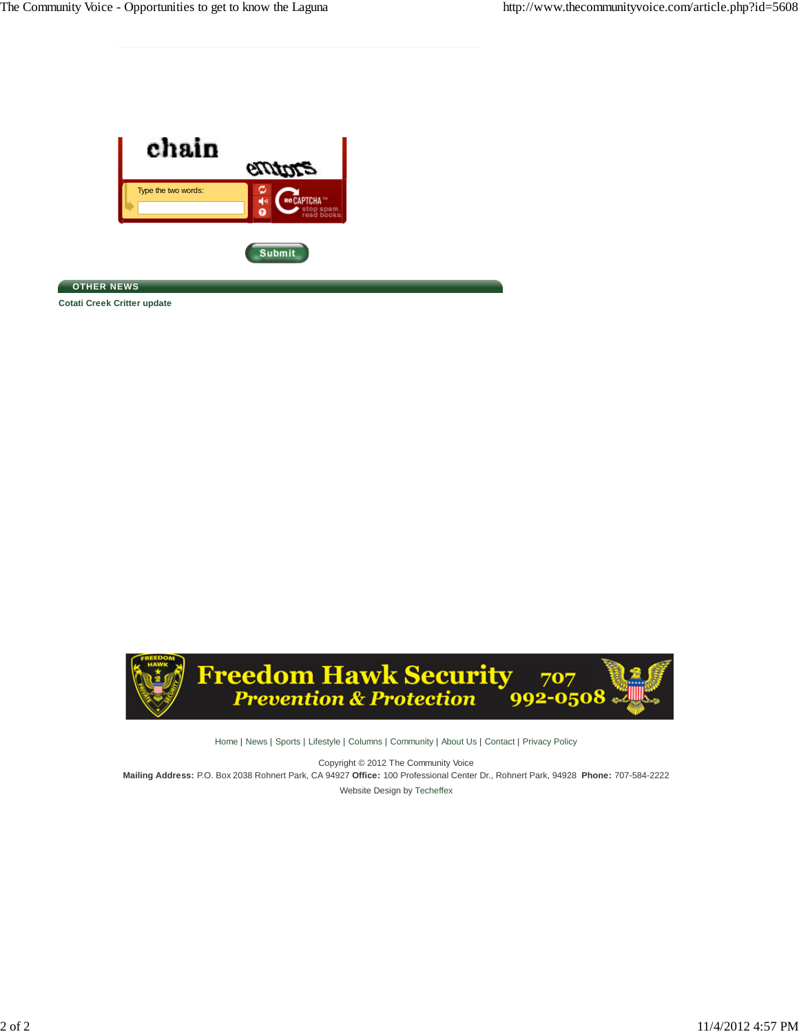Type the two words:

Submit

## OTHER NEWS

**Cotati Creek Critter update**

Freedom Hawk Security
Prevention & Protection
707 992-0508

Home | News | Sports | Lifestyle | Columns | Community | About Us | Contact | Privacy Policy

Copyright © 2012 The Community Voice

**Mailing Address:** P.O. Box 2038 Rohnert Park, CA 94927 **Office:** 100 Professional Center Dr., Rohnert Park, 94928 **Phone:** 707-584-2222

Website Design by Techeffex